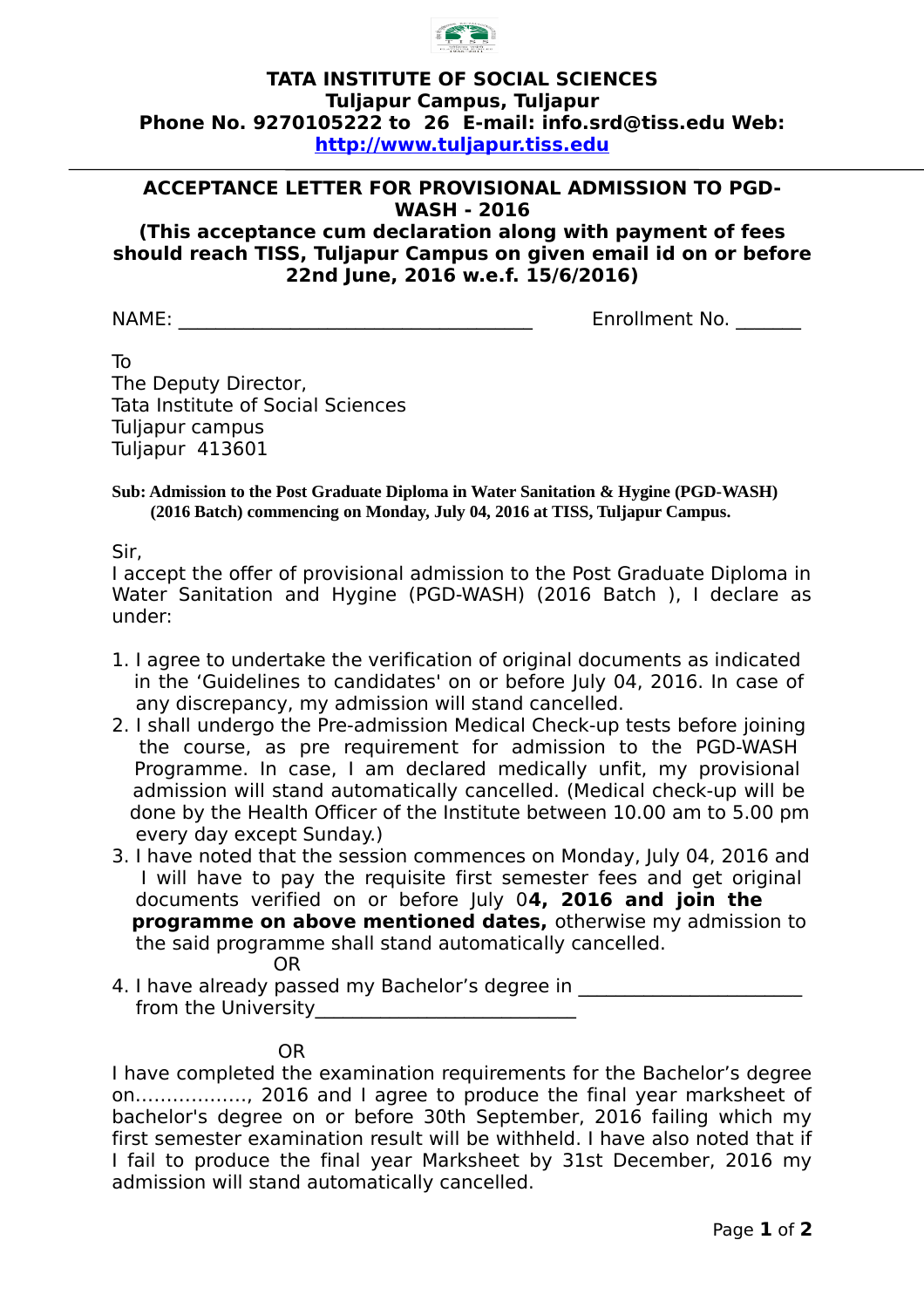**TATA INSTITUTE OF SOCIAL SCIENCES**
**Tuljapur Campus, Tuljapur**
**Phone No. 9270105222 to 26 E-mail: info.srd@tiss.edu Web: http://www.tuljapur.tiss.edu**

---

## ACCEPTANCE LETTER FOR PROVISIONAL ADMISSION TO PGD-WASH - 2016

**(This acceptance cum declaration along with payment of fees should reach TISS, Tuljapur Campus on given email id on or before 22nd June, 2016 w.e.f. 15/6/2016)**

NAME: ___________________________________ Enrollment No. ______

To
The Deputy Director,
Tata Institute of Social Sciences
Tuljapur campus
Tuljapur 413601

**Sub: Admission to the Post Graduate Diploma in Water Sanitation & Hygine (PGD-WASH) (2016 Batch) commencing on Monday, July 04, 2016 at TISS, Tuljapur Campus.**

Sir,
I accept the offer of provisional admission to the Post Graduate Diploma in Water Sanitation and Hygine (PGD-WASH) (2016 Batch ), I declare as under:

1. I agree to undertake the verification of original documents as indicated in the 'Guidelines to candidates' on or before July 04, 2016. In case of any discrepancy, my admission will stand cancelled.
2. I shall undergo the Pre-admission Medical Check-up tests before joining the course, as pre requirement for admission to the PGD-WASH Programme. In case, I am declared medically unfit, my provisional admission will stand automatically cancelled. (Medical check-up will be done by the Health Officer of the Institute between 10.00 am to 5.00 pm every day except Sunday.)
3. I have noted that the session commences on Monday, July 04, 2016 and I will have to pay the requisite first semester fees and get original documents verified on or before July 0**4, 2016 and join the programme on above mentioned dates,** otherwise my admission to the said programme shall stand automatically cancelled.

   OR

4. I have already passed my Bachelor's degree in ______________________ from the University__________________________

   OR

I have completed the examination requirements for the Bachelor's degree on………………, 2016 and I agree to produce the final year marksheet of bachelor's degree on or before 30th September, 2016 failing which my first semester examination result will be withheld. I have also noted that if I fail to produce the final year Marksheet by 31st December, 2016 my admission will stand automatically cancelled.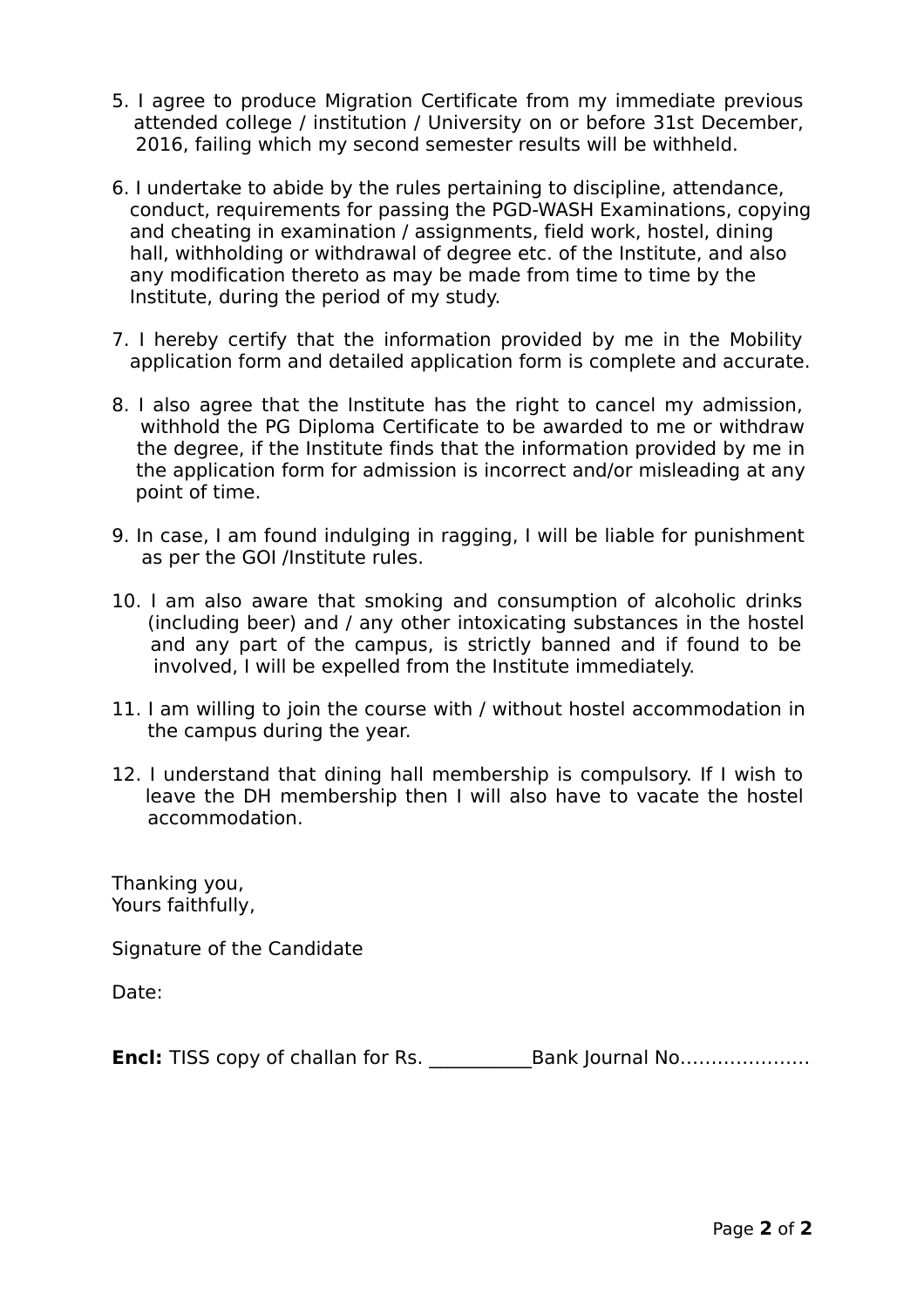5. I agree to produce Migration Certificate from my immediate previous attended college / institution / University on or before 31st December, 2016, failing which my second semester results will be withheld.

6. I undertake to abide by the rules pertaining to discipline, attendance, conduct, requirements for passing the PGD-WASH Examinations, copying and cheating in examination / assignments, field work, hostel, dining hall, withholding or withdrawal of degree etc. of the Institute, and also any modification thereto as may be made from time to time by the Institute, during the period of my study.

7. I hereby certify that the information provided by me in the Mobility application form and detailed application form is complete and accurate.

8. I also agree that the Institute has the right to cancel my admission, withhold the PG Diploma Certificate to be awarded to me or withdraw the degree, if the Institute finds that the information provided by me in the application form for admission is incorrect and/or misleading at any point of time.

9. In case, I am found indulging in ragging, I will be liable for punishment as per the GOI /Institute rules.

10. I am also aware that smoking and consumption of alcoholic drinks (including beer) and / any other intoxicating substances in the hostel and any part of the campus, is strictly banned and if found to be involved, I will be expelled from the Institute immediately.

11. I am willing to join the course with / without hostel accommodation in the campus during the year.

12. I understand that dining hall membership is compulsory. If I wish to leave the DH membership then I will also have to vacate the hostel accommodation.

Thanking you,
Yours faithfully,

Signature of the Candidate

Date:

**Encl:** TISS copy of challan for Rs. __________Bank Journal No…………………